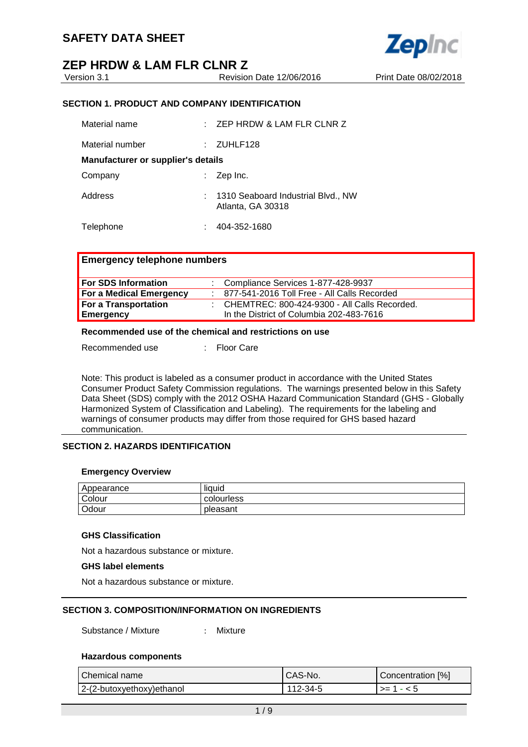# SAFETY DATA SHEET

## ZEP HRDW & LAM FLR CLNR Z

Version 3.1 | Revision Date 12/06/2016 | Print Date 08/02/2018

### SECTION 1. PRODUCT AND COMPANY IDENTIFICATION

Material name : ZEP HRDW & LAM FLR CLNR Z

Material number : ZUHLF128

**Manufacturer or supplier's details**

Company : Zep Inc.

Address : 1310 Seaboard Industrial Blvd., NW
Atlanta, GA 30318

Telephone : 404-352-1680

| Emergency telephone numbers | | |
|---|---|---|
| **For SDS Information** | : | Compliance Services 1-877-428-9937 |
| **For a Medical Emergency** | : | 877-541-2016 Toll Free - All Calls Recorded |
| **For a Transportation Emergency** | : | CHEMTREC: 800-424-9300 - All Calls Recorded. In the District of Columbia 202-483-7616 |

**Recommended use of the chemical and restrictions on use**

Recommended use : Floor Care

Note: This product is labeled as a consumer product in accordance with the United States Consumer Product Safety Commission regulations. The warnings presented below in this Safety Data Sheet (SDS) comply with the 2012 OSHA Hazard Communication Standard (GHS - Globally Harmonized System of Classification and Labeling). The requirements for the labeling and warnings of consumer products may differ from those required for GHS based hazard communication.

### SECTION 2. HAZARDS IDENTIFICATION

**Emergency Overview**

| Appearance | liquid |
|---|---|
| Colour | colourless |
| Odour | pleasant |

**GHS Classification**

Not a hazardous substance or mixture.

**GHS label elements**

Not a hazardous substance or mixture.

### SECTION 3. COMPOSITION/INFORMATION ON INGREDIENTS

Substance / Mixture : Mixture

**Hazardous components**

| Chemical name | CAS-No. | Concentration [%] |
|---|---|---|
| 2-(2-butoxyethoxy)ethanol | 112-34-5 | >= 1 - < 5 |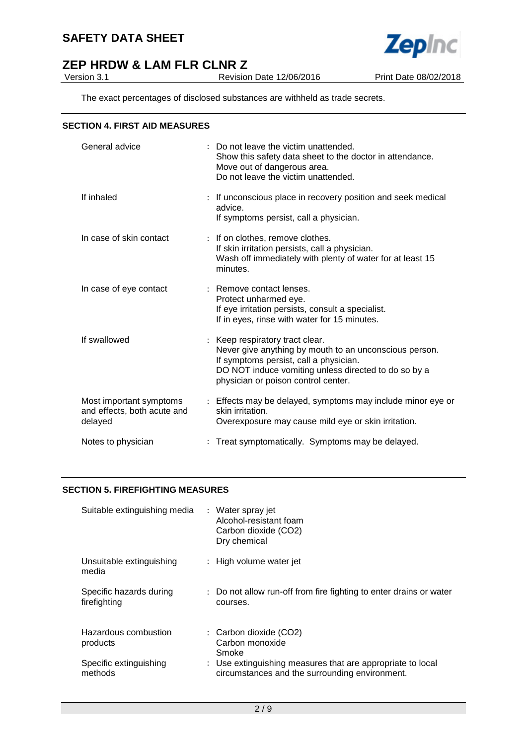The exact percentages of disclosed substances are withheld as trade secrets.

## SECTION 4. FIRST AID MEASURES

| | |
|---|---|
| General advice | : Do not leave the victim unattended.<br>Show this safety data sheet to the doctor in attendance.<br>Move out of dangerous area.<br>Do not leave the victim unattended. |
| If inhaled | : If unconscious place in recovery position and seek medical advice.<br>If symptoms persist, call a physician. |
| In case of skin contact | : If on clothes, remove clothes.<br>If skin irritation persists, call a physician.<br>Wash off immediately with plenty of water for at least 15 minutes. |
| In case of eye contact | : Remove contact lenses.<br>Protect unharmed eye.<br>If eye irritation persists, consult a specialist.<br>If in eyes, rinse with water for 15 minutes. |
| If swallowed | : Keep respiratory tract clear.<br>Never give anything by mouth to an unconscious person.<br>If symptoms persist, call a physician.<br>DO NOT induce vomiting unless directed to do so by a physician or poison control center. |
| Most important symptoms and effects, both acute and delayed | : Effects may be delayed, symptoms may include minor eye or skin irritation.<br>Overexposure may cause mild eye or skin irritation. |
| Notes to physician | : Treat symptomatically. Symptoms may be delayed. |

## SECTION 5. FIREFIGHTING MEASURES

| | |
|---|---|
| Suitable extinguishing media | : Water spray jet<br>Alcohol-resistant foam<br>Carbon dioxide ($CO_2$)<br>Dry chemical |
| Unsuitable extinguishing media | : High volume water jet |
| Specific hazards during firefighting | : Do not allow run-off from fire fighting to enter drains or water courses. |
| Hazardous combustion products | : Carbon dioxide ($CO_2$)<br>Carbon monoxide<br>Smoke |
| Specific extinguishing methods | : Use extinguishing measures that are appropriate to local circumstances and the surrounding environment. |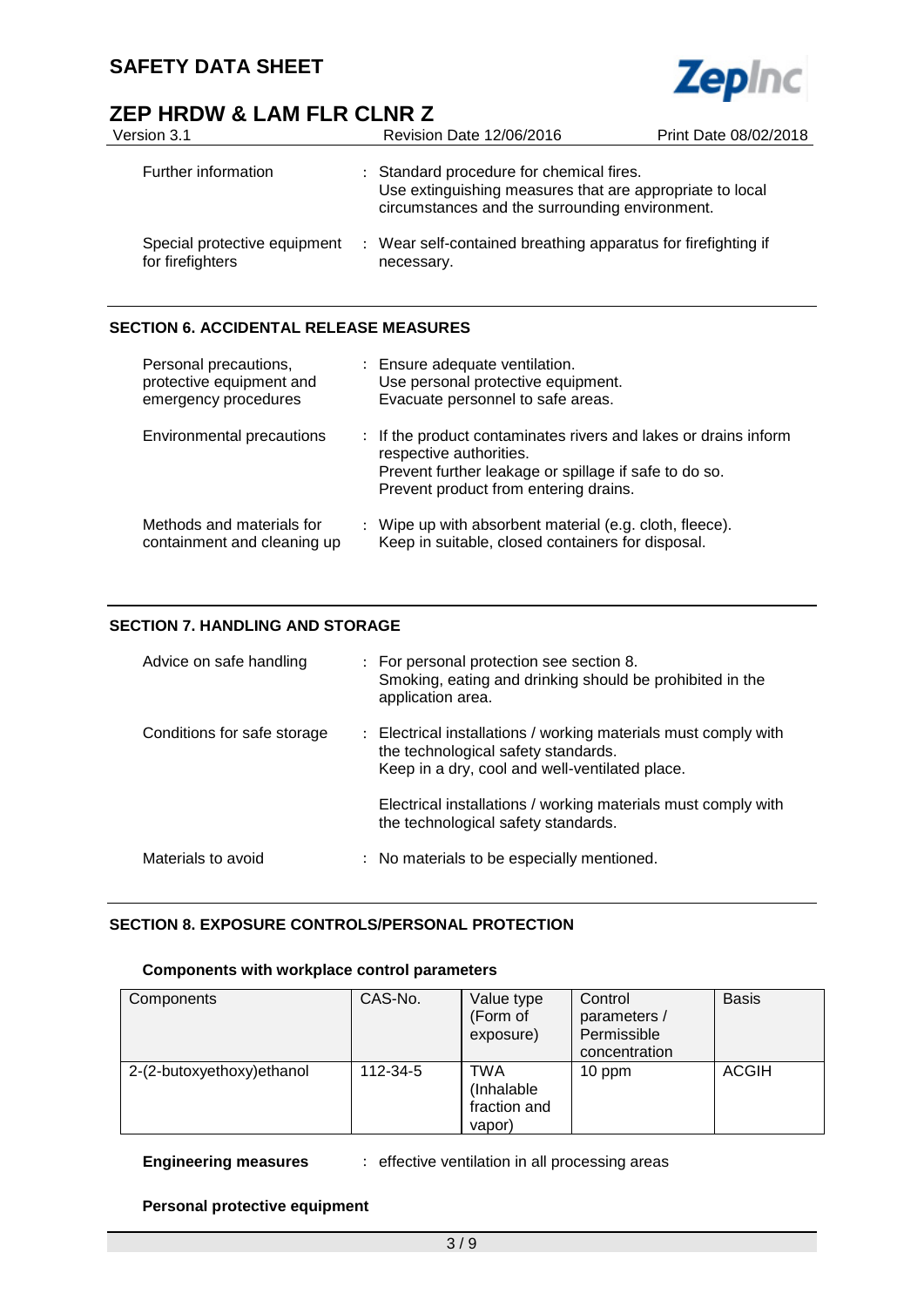Further information : Standard procedure for chemical fires.
Use extinguishing measures that are appropriate to local circumstances and the surrounding environment.

Special protective equipment for firefighters : Wear self-contained breathing apparatus for firefighting if necessary.

## SECTION 6. ACCIDENTAL RELEASE MEASURES

Personal precautions, protective equipment and emergency procedures : Ensure adequate ventilation.
Use personal protective equipment.
Evacuate personnel to safe areas.

Environmental precautions : If the product contaminates rivers and lakes or drains inform respective authorities.
Prevent further leakage or spillage if safe to do so.
Prevent product from entering drains.

Methods and materials for containment and cleaning up : Wipe up with absorbent material (e.g. cloth, fleece).
Keep in suitable, closed containers for disposal.

## SECTION 7. HANDLING AND STORAGE

Advice on safe handling : For personal protection see section 8.
Smoking, eating and drinking should be prohibited in the application area.

Conditions for safe storage : Electrical installations / working materials must comply with the technological safety standards.
Keep in a dry, cool and well-ventilated place.

Electrical installations / working materials must comply with the technological safety standards.

Materials to avoid : No materials to be especially mentioned.

## SECTION 8. EXPOSURE CONTROLS/PERSONAL PROTECTION

### Components with workplace control parameters

| Components | CAS-No. | Value type (Form of exposure) | Control parameters / Permissible concentration | Basis |
|---|---|---|---|---|
| 2-(2-butoxyethoxy)ethanol | 112-34-5 | TWA (Inhalable fraction and vapor) | 10 ppm | ACGIH |

**Engineering measures** : effective ventilation in all processing areas

**Personal protective equipment**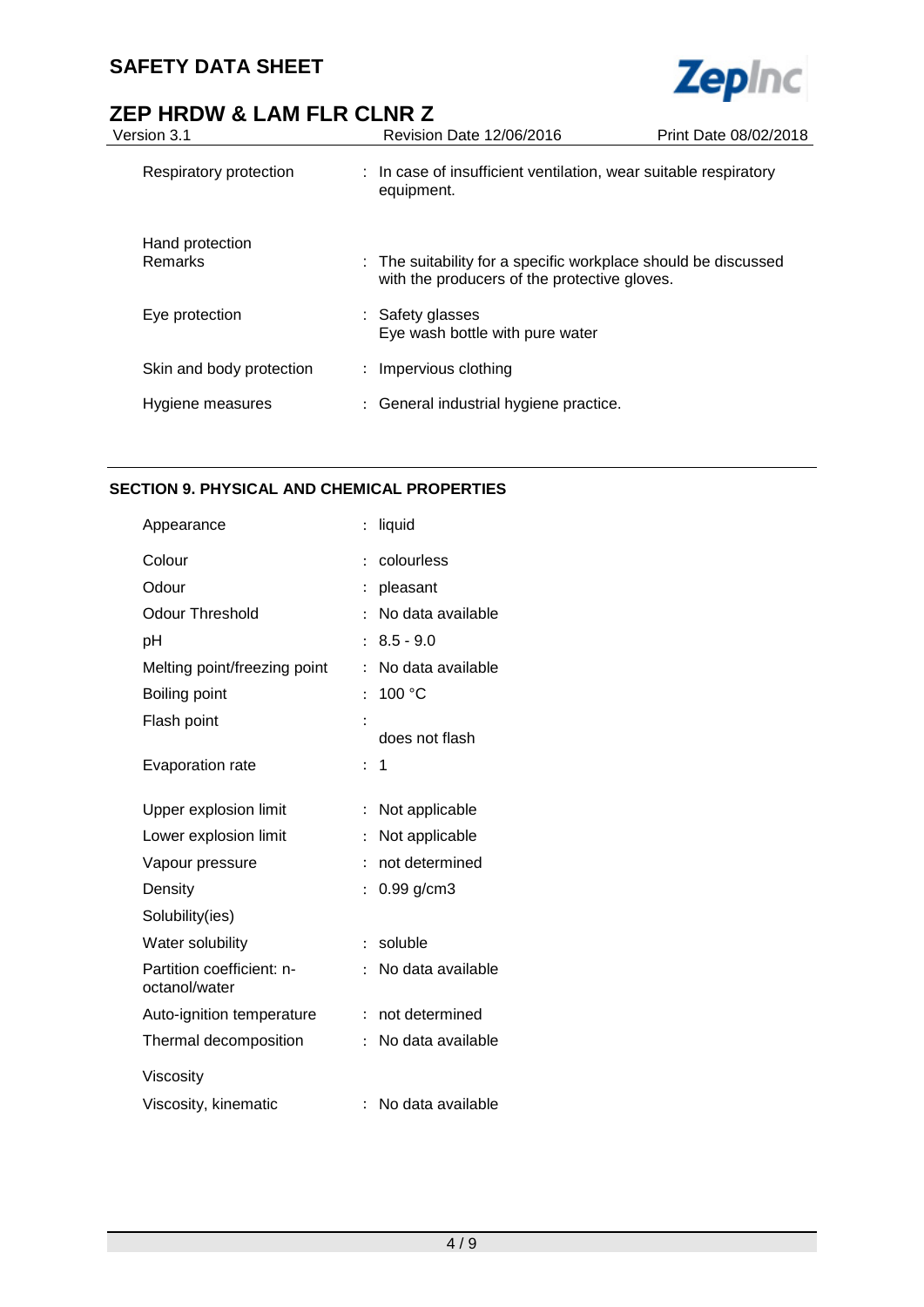| | | |
|---|---|---|
| Respiratory protection | : | In case of insufficient ventilation, wear suitable respiratory equipment. |
| Hand protection | | |
| Remarks | : | The suitability for a specific workplace should be discussed with the producers of the protective gloves. |
| Eye protection | : | Safety glasses<br>Eye wash bottle with pure water |
| Skin and body protection | : | Impervious clothing |
| Hygiene measures | : | General industrial hygiene practice. |

## SECTION 9. PHYSICAL AND CHEMICAL PROPERTIES

| | | |
|---|---|---|
| Appearance | : | liquid |
| Colour | : | colourless |
| Odour | : | pleasant |
| Odour Threshold | : | No data available |
| pH | : | 8.5 - 9.0 |
| Melting point/freezing point | : | No data available |
| Boiling point | : | 100 °C |
| Flash point | : | does not flash |
| Evaporation rate | : | 1 |
| Upper explosion limit | : | Not applicable |
| Lower explosion limit | : | Not applicable |
| Vapour pressure | : | not determined |
| Density | : | 0.99 g/cm3 |
| Solubility(ies) | | |
| Water solubility | : | soluble |
| Partition coefficient: n-octanol/water | : | No data available |
| Auto-ignition temperature | : | not determined |
| Thermal decomposition | : | No data available |
| Viscosity | | |
| Viscosity, kinematic | : | No data available |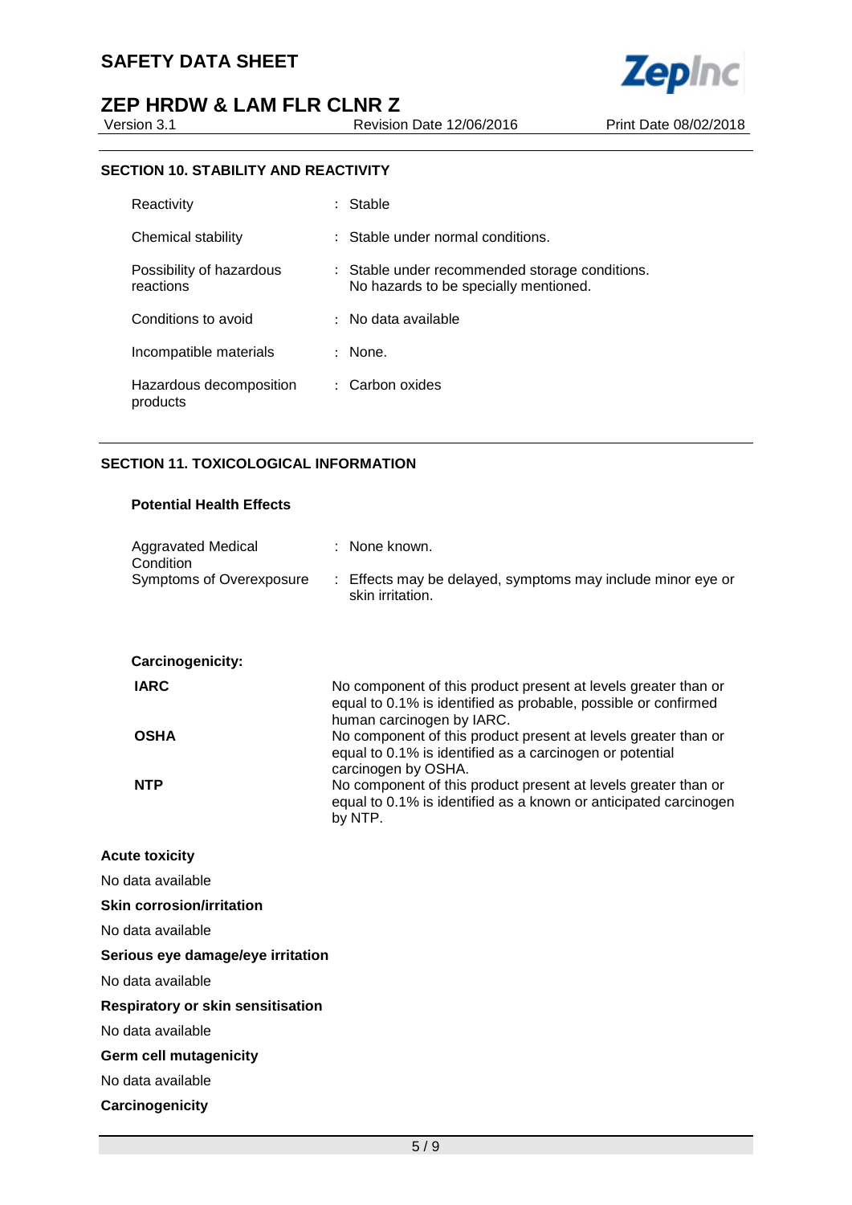## SECTION 10. STABILITY AND REACTIVITY

| | |
|---|---|
| Reactivity | : Stable |
| Chemical stability | : Stable under normal conditions. |
| Possibility of hazardous reactions | : Stable under recommended storage conditions. No hazards to be specially mentioned. |
| Conditions to avoid | : No data available |
| Incompatible materials | : None. |
| Hazardous decomposition products | : Carbon oxides |

## SECTION 11. TOXICOLOGICAL INFORMATION

### Potential Health Effects

| | |
|---|---|
| Aggravated Medical Condition | : None known. |
| Symptoms of Overexposure | : Effects may be delayed, symptoms may include minor eye or skin irritation. |

**Carcinogenicity:**

| | |
|---|---|
| **IARC** | No component of this product present at levels greater than or equal to 0.1% is identified as probable, possible or confirmed human carcinogen by IARC. |
| **OSHA** | No component of this product present at levels greater than or equal to 0.1% is identified as a carcinogen or potential carcinogen by OSHA. |
| **NTP** | No component of this product present at levels greater than or equal to 0.1% is identified as a known or anticipated carcinogen by NTP. |

**Acute toxicity**

No data available

**Skin corrosion/irritation**

No data available

**Serious eye damage/eye irritation**

No data available

**Respiratory or skin sensitisation**

No data available

**Germ cell mutagenicity**

No data available

**Carcinogenicity**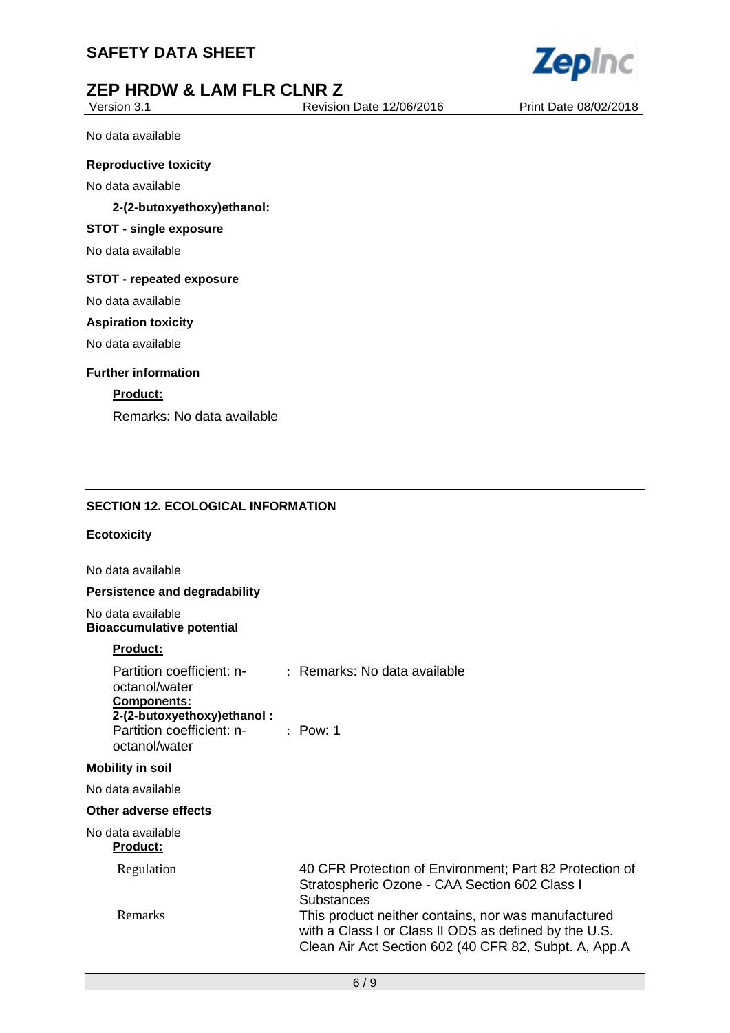No data available

**Reproductive toxicity**

No data available

**2-(2-butoxyethoxy)ethanol:**

**STOT - single exposure**

No data available

**STOT - repeated exposure**

No data available

**Aspiration toxicity**

No data available

**Further information**

**Product:**

Remarks: No data available

## SECTION 12. ECOLOGICAL INFORMATION

**Ecotoxicity**

No data available

**Persistence and degradability**

No data available

**Bioaccumulative potential**

**Product:**

Partition coefficient: n-octanol/water : Remarks: No data available

**Components:**

**2-(2-butoxyethoxy)ethanol :**

Partition coefficient: n-octanol/water : Pow: 1

**Mobility in soil**

No data available

**Other adverse effects**

No data available

**Product:**

| | |
|---|---|
| Regulation | 40 CFR Protection of Environment; Part 82 Protection of Stratospheric Ozone - CAA Section 602 Class I Substances |
| Remarks | This product neither contains, nor was manufactured with a Class I or Class II ODS as defined by the U.S. Clean Air Act Section 602 (40 CFR 82, Subpt. A, App.A |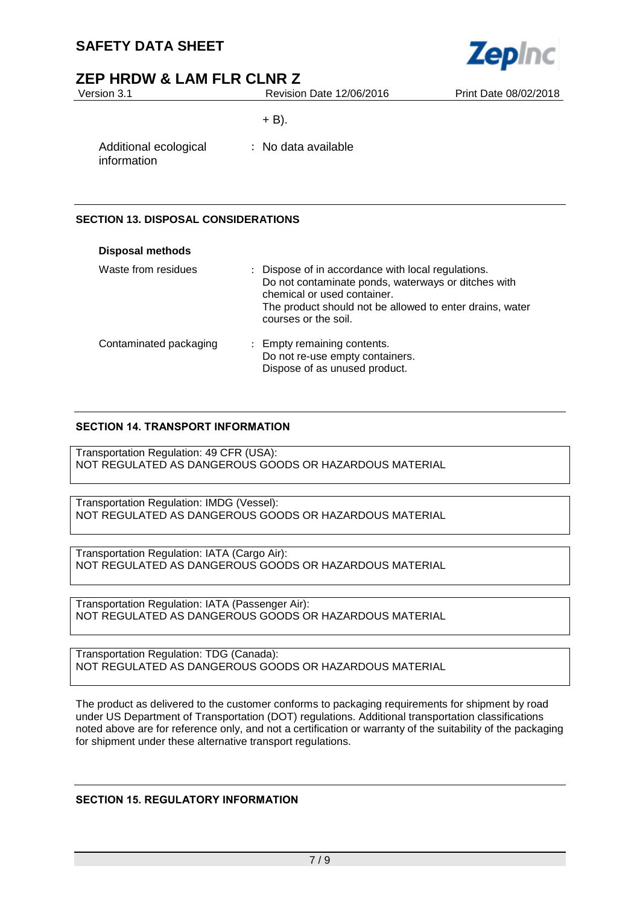+ B).

Additional ecological information : No data available

## SECTION 13. DISPOSAL CONSIDERATIONS

**Disposal methods**

| | |
|---|---|
| Waste from residues | : Dispose of in accordance with local regulations. Do not contaminate ponds, waterways or ditches with chemical or used container. The product should not be allowed to enter drains, water courses or the soil. |
| Contaminated packaging | : Empty remaining contents. Do not re-use empty containers. Dispose of as unused product. |

## SECTION 14. TRANSPORT INFORMATION

Transportation Regulation: 49 CFR (USA):
NOT REGULATED AS DANGEROUS GOODS OR HAZARDOUS MATERIAL

Transportation Regulation: IMDG (Vessel):
NOT REGULATED AS DANGEROUS GOODS OR HAZARDOUS MATERIAL

Transportation Regulation: IATA (Cargo Air):
NOT REGULATED AS DANGEROUS GOODS OR HAZARDOUS MATERIAL

Transportation Regulation: IATA (Passenger Air):
NOT REGULATED AS DANGEROUS GOODS OR HAZARDOUS MATERIAL

Transportation Regulation: TDG (Canada):
NOT REGULATED AS DANGEROUS GOODS OR HAZARDOUS MATERIAL

The product as delivered to the customer conforms to packaging requirements for shipment by road under US Department of Transportation (DOT) regulations. Additional transportation classifications noted above are for reference only, and not a certification or warranty of the suitability of the packaging for shipment under these alternative transport regulations.

## SECTION 15. REGULATORY INFORMATION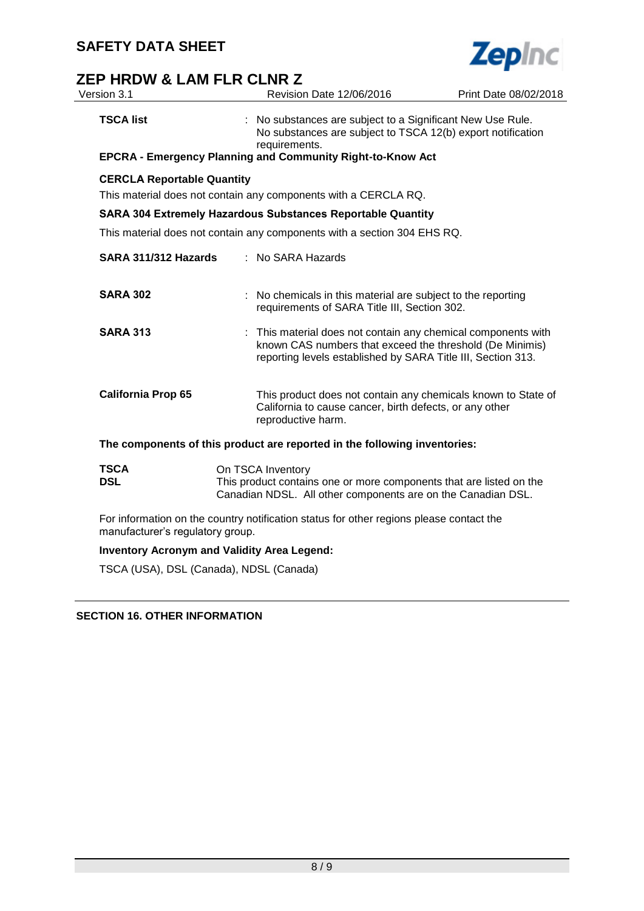**TSCA list** : No substances are subject to a Significant New Use Rule.
No substances are subject to TSCA 12(b) export notification requirements.

**EPCRA - Emergency Planning and Community Right-to-Know Act**

**CERCLA Reportable Quantity**

This material does not contain any components with a CERCLA RQ.

**SARA 304 Extremely Hazardous Substances Reportable Quantity**

This material does not contain any components with a section 304 EHS RQ.

**SARA 311/312 Hazards** : No SARA Hazards

**SARA 302** : No chemicals in this material are subject to the reporting requirements of SARA Title III, Section 302.

**SARA 313** : This material does not contain any chemical components with known CAS numbers that exceed the threshold (De Minimis) reporting levels established by SARA Title III, Section 313.

**California Prop 65** This product does not contain any chemicals known to State of California to cause cancer, birth defects, or any other reproductive harm.

**The components of this product are reported in the following inventories:**

**TSCA** On TSCA Inventory
**DSL** This product contains one or more components that are listed on the Canadian NDSL. All other components are on the Canadian DSL.

For information on the country notification status for other regions please contact the manufacturer's regulatory group.

**Inventory Acronym and Validity Area Legend:**

TSCA (USA), DSL (Canada), NDSL (Canada)

## SECTION 16. OTHER INFORMATION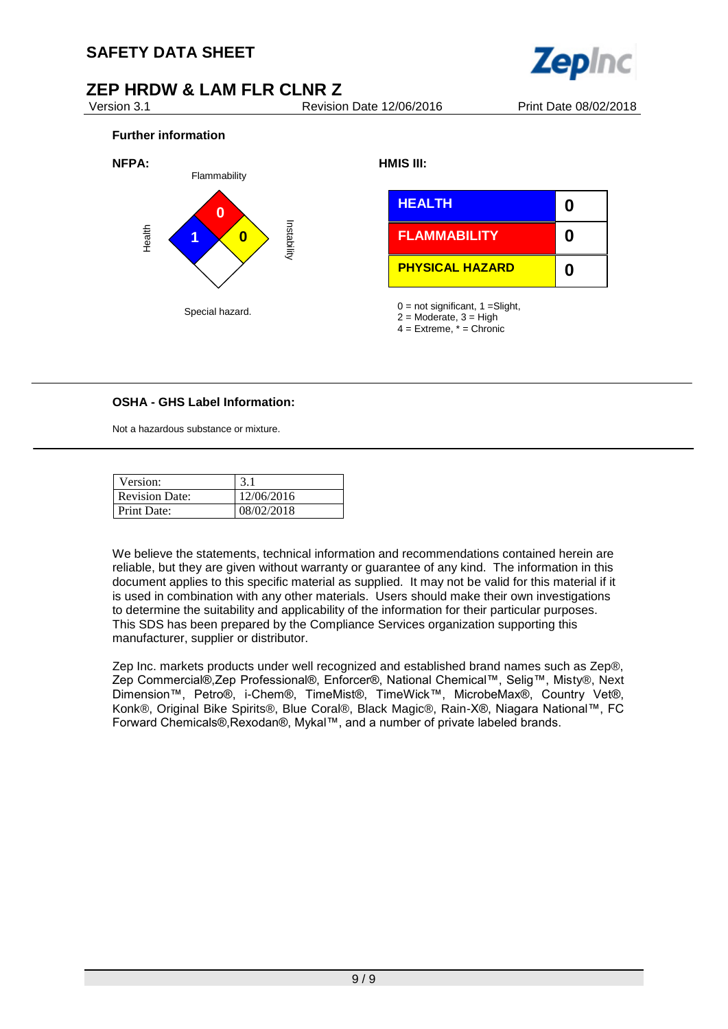**Further information**

**NFPA:**

Flammability

0

Health

1

0

Instability

Special hazard.

**HMIS III:**

| | |
|---|---|
| HEALTH | 0 |
| FLAMMABILITY | 0 |
| PHYSICAL HAZARD | 0 |

0 = not significant, 1 =Slight,
2 = Moderate, 3 = High
4 = Extreme, * = Chronic

**OSHA - GHS Label Information:**

Not a hazardous substance or mixture.

| | |
|---|---|
| Version: | 3.1 |
| Revision Date: | 12/06/2016 |
| Print Date: | 08/02/2018 |

We believe the statements, technical information and recommendations contained herein are reliable, but they are given without warranty or guarantee of any kind. The information in this document applies to this specific material as supplied. It may not be valid for this material if it is used in combination with any other materials. Users should make their own investigations to determine the suitability and applicability of the information for their particular purposes. This SDS has been prepared by the Compliance Services organization supporting this manufacturer, supplier or distributor.

Zep Inc. markets products under well recognized and established brand names such as Zep®, Zep Commercial®,Zep Professional®, Enforcer®, National Chemical™, Selig™, Misty®, Next Dimension™, Petro®, i-Chem®, TimeMist®, TimeWick™, MicrobeMax®, Country Vet®, Konk®, Original Bike Spirits®, Blue Coral®, Black Magic®, Rain-X®, Niagara National™, FC Forward Chemicals®,Rexodan®, Mykal™, and a number of private labeled brands.